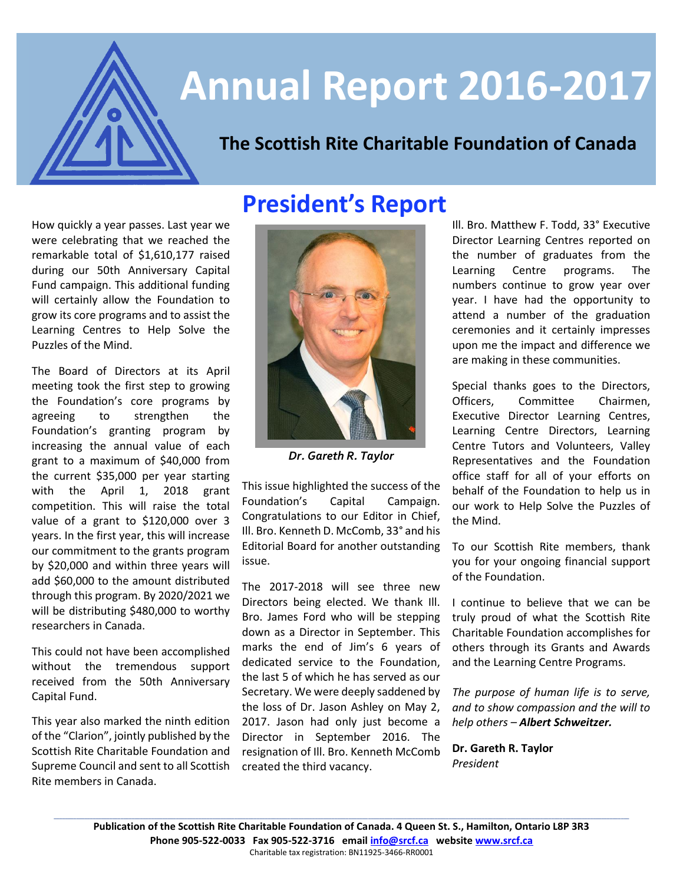# Annual Report 2016-2017

## The Scottish Rite Charitable Foundation of Canada

## President's Report

How quickly a year passes. Last year we were celebrating that we reached the remarkable total of $1,610,177 raised during our 50th Anniversary Capital Fund campaign. This additional funding will certainly allow the Foundation to grow its core programs and to assist the Learning Centres to Help Solve the Puzzles of the Mind.

The Board of Directors at its April meeting took the first step to growing the Foundation's core programs by agreeing to strengthen the Foundation's granting program by increasing the annual value of each grant to a maximum of $40,000 from the current $35,000 per year starting with the April 1, 2018 grant competition. This will raise the total value of a grant to $120,000 over 3 years. In the first year, this will increase our commitment to the grants program by $20,000 and within three years will add $60,000 to the amount distributed through this program. By 2020/2021 we will be distributing $480,000 to worthy researchers in Canada.

This could not have been accomplished without the tremendous support received from the 50th Anniversary Capital Fund.

This year also marked the ninth edition of the "Clarion", jointly published by the Scottish Rite Charitable Foundation and Supreme Council and sent to all Scottish Rite members in Canada.

***Dr. Gareth R. Taylor***

This issue highlighted the success of the Foundation's Capital Campaign. Congratulations to our Editor in Chief, Ill. Bro. Kenneth D. McComb, 33° and his Editorial Board for another outstanding issue.

The 2017-2018 will see three new Directors being elected. We thank Ill. Bro. James Ford who will be stepping down as a Director in September. This marks the end of Jim's 6 years of dedicated service to the Foundation, the last 5 of which he has served as our Secretary. We were deeply saddened by the loss of Dr. Jason Ashley on May 2, 2017. Jason had only just become a Director in September 2016. The resignation of Ill. Bro. Kenneth McComb created the third vacancy.

Ill. Bro. Matthew F. Todd, 33° Executive Director Learning Centres reported on the number of graduates from the Learning Centre programs. The numbers continue to grow year over year. I have had the opportunity to attend a number of the graduation ceremonies and it certainly impresses upon me the impact and difference we are making in these communities.

Special thanks goes to the Directors, Officers, Committee Chairmen, Executive Director Learning Centres, Learning Centre Directors, Learning Centre Tutors and Volunteers, Valley Representatives and the Foundation office staff for all of your efforts on behalf of the Foundation to help us in our work to Help Solve the Puzzles of the Mind.

To our Scottish Rite members, thank you for your ongoing financial support of the Foundation.

I continue to believe that we can be truly proud of what the Scottish Rite Charitable Foundation accomplishes for others through its Grants and Awards and the Learning Centre Programs.

*The purpose of human life is to serve, and to show compassion and the will to help others – **Albert Schweitzer.***

**Dr. Gareth R. Taylor**
*President*

**Publication of the Scottish Rite Charitable Foundation of Canada. 4 Queen St. S., Hamilton, Ontario L8P 3R3**
**Phone 905-522-0033 Fax 905-522-3716 email [info@srcf.ca](mailto:info@srcf.ca) website [www.srcf.ca](http://www.srcf.ca)**
Charitable tax registration: BN11925-3466-RR0001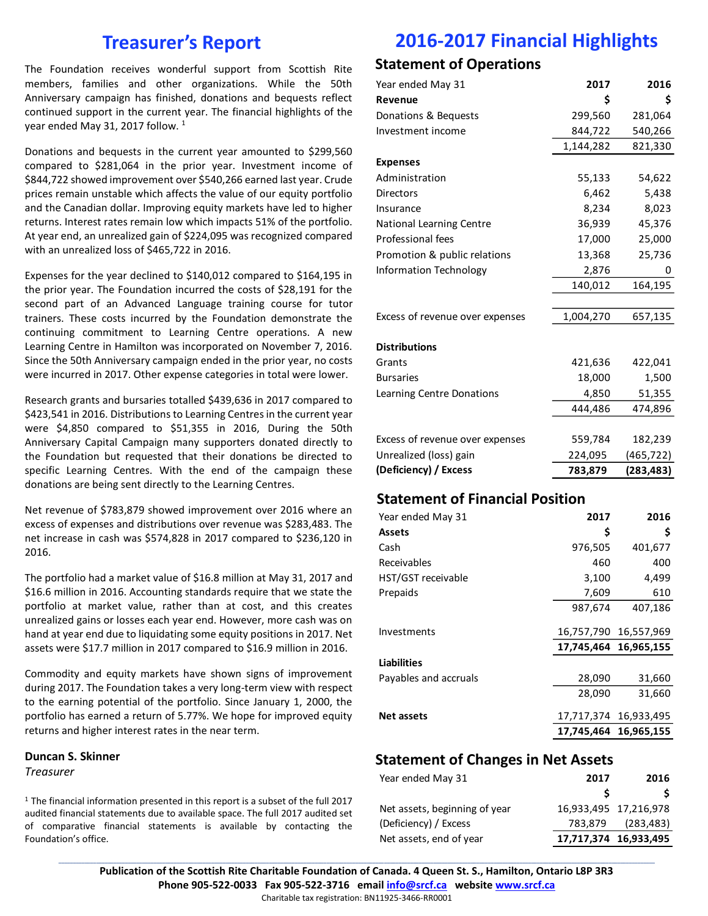# Treasurer's Report

The Foundation receives wonderful support from Scottish Rite members, families and other organizations. While the 50th Anniversary campaign has finished, donations and bequests reflect continued support in the current year. The financial highlights of the year ended May 31, 2017 follow. [1]

Donations and bequests in the current year amounted to $299,560 compared to $281,064 in the prior year. Investment income of $844,722 showed improvement over $540,266 earned last year. Crude prices remain unstable which affects the value of our equity portfolio and the Canadian dollar. Improving equity markets have led to higher returns. Interest rates remain low which impacts 51% of the portfolio. At year end, an unrealized gain of $224,095 was recognized compared with an unrealized loss of $465,722 in 2016.

Expenses for the year declined to $140,012 compared to $164,195 in the prior year. The Foundation incurred the costs of $28,191 for the second part of an Advanced Language training course for tutor trainers. These costs incurred by the Foundation demonstrate the continuing commitment to Learning Centre operations. A new Learning Centre in Hamilton was incorporated on November 7, 2016. Since the 50th Anniversary campaign ended in the prior year, no costs were incurred in 2017. Other expense categories in total were lower.

Research grants and bursaries totalled $439,636 in 2017 compared to $423,541 in 2016. Distributions to Learning Centres in the current year were $4,850 compared to $51,355 in 2016, During the 50th Anniversary Capital Campaign many supporters donated directly to the Foundation but requested that their donations be directed to specific Learning Centres. With the end of the campaign these donations are being sent directly to the Learning Centres.

Net revenue of $783,879 showed improvement over 2016 where an excess of expenses and distributions over revenue was $283,483. The net increase in cash was $574,828 in 2017 compared to $236,120 in 2016.

The portfolio had a market value of $16.8 million at May 31, 2017 and $16.6 million in 2016. Accounting standards require that we state the portfolio at market value, rather than at cost, and this creates unrealized gains or losses each year end. However, more cash was on hand at year end due to liquidating some equity positions in 2017. Net assets were $17.7 million in 2017 compared to $16.9 million in 2016.

Commodity and equity markets have shown signs of improvement during 2017. The Foundation takes a very long-term view with respect to the earning potential of the portfolio. Since January 1, 2000, the portfolio has earned a return of 5.77%. We hope for improved equity returns and higher interest rates in the near term.

**Duncan S. Skinner**
*Treasurer*

[1] The financial information presented in this report is a subset of the full 2017 audited financial statements due to available space. The full 2017 audited set of comparative financial statements is available by contacting the Foundation's office.

# 2016-2017 Financial Highlights

## Statement of Operations

| Year ended May 31 | 2017 | 2016 |
|---|---|---|
| **Revenue** | **$** | **$** |
| Donations & Bequests | 299,560 | 281,064 |
| Investment income | 844,722 | 540,266 |
| | 1,144,282 | 821,330 |
| **Expenses** | | |
| Administration | 55,133 | 54,622 |
| Directors | 6,462 | 5,438 |
| Insurance | 8,234 | 8,023 |
| National Learning Centre | 36,939 | 45,376 |
| Professional fees | 17,000 | 25,000 |
| Promotion & public relations | 13,368 | 25,736 |
| Information Technology | 2,876 | 0 |
| | 140,012 | 164,195 |
| Excess of revenue over expenses | 1,004,270 | 657,135 |
| **Distributions** | | |
| Grants | 421,636 | 422,041 |
| Bursaries | 18,000 | 1,500 |
| Learning Centre Donations | 4,850 | 51,355 |
| | 444,486 | 474,896 |
| Excess of revenue over expenses | 559,784 | 182,239 |
| Unrealized (loss) gain | 224,095 | (465,722) |
| **(Deficiency) / Excess** | **783,879** | **(283,483)** |

## Statement of Financial Position

| Year ended May 31 | 2017 | 2016 |
|---|---|---|
| **Assets** | **$** | **$** |
| Cash | 976,505 | 401,677 |
| Receivables | 460 | 400 |
| HST/GST receivable | 3,100 | 4,499 |
| Prepaids | 7,609 | 610 |
| | 987,674 | 407,186 |
| Investments | 16,757,790 | 16,557,969 |
| | **17,745,464** | **16,965,155** |
| **Liabilities** | | |
| Payables and accruals | 28,090 | 31,660 |
| | 28,090 | 31,660 |
| **Net assets** | 17,717,374 | 16,933,495 |
| | **17,745,464** | **16,965,155** |

## Statement of Changes in Net Assets

| Year ended May 31 | 2017 | 2016 |
|---|---|---|
| | **$** | **$** |
| Net assets, beginning of year | 16,933,495 | 17,216,978 |
| (Deficiency) / Excess | 783,879 | (283,483) |
| Net assets, end of year | **17,717,374** | **16,933,495** |

**Publication of the Scottish Rite Charitable Foundation of Canada. 4 Queen St. S., Hamilton, Ontario L8P 3R3**
**Phone 905-522-0033 Fax 905-522-3716 email info@srcf.ca website www.srcf.ca**
Charitable tax registration: BN11925-3466-RR0001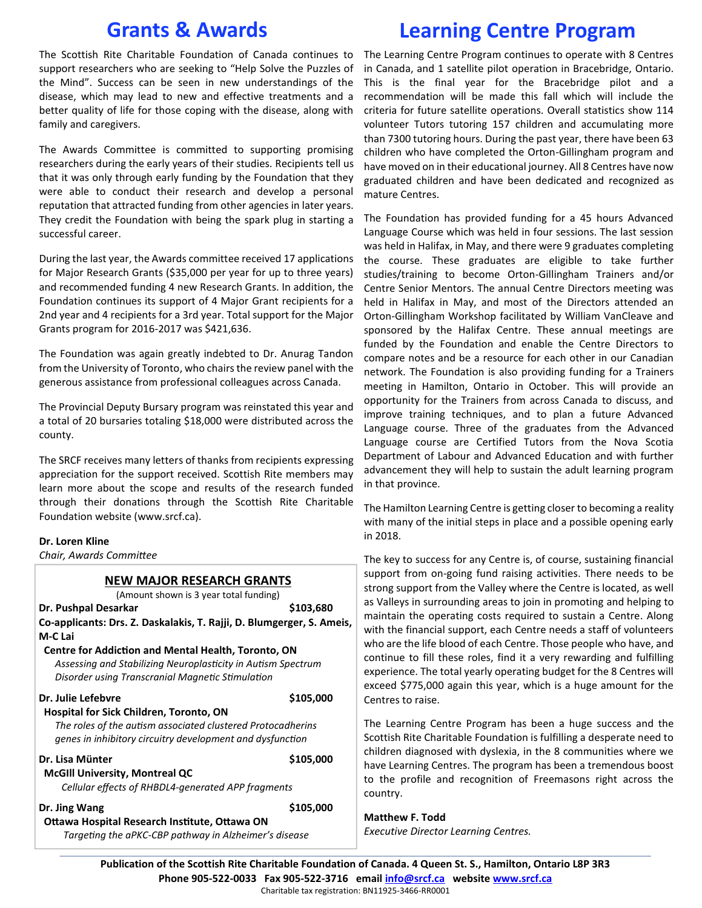# Grants & Awards

The Scottish Rite Charitable Foundation of Canada continues to support researchers who are seeking to "Help Solve the Puzzles of the Mind". Success can be seen in new understandings of the disease, which may lead to new and effective treatments and a better quality of life for those coping with the disease, along with family and caregivers.

The Awards Committee is committed to supporting promising researchers during the early years of their studies. Recipients tell us that it was only through early funding by the Foundation that they were able to conduct their research and develop a personal reputation that attracted funding from other agencies in later years. They credit the Foundation with being the spark plug in starting a successful career.

During the last year, the Awards committee received 17 applications for Major Research Grants ($35,000 per year for up to three years) and recommended funding 4 new Research Grants. In addition, the Foundation continues its support of 4 Major Grant recipients for a 2nd year and 4 recipients for a 3rd year. Total support for the Major Grants program for 2016-2017 was $421,636.

The Foundation was again greatly indebted to Dr. Anurag Tandon from the University of Toronto, who chairs the review panel with the generous assistance from professional colleagues across Canada.

The Provincial Deputy Bursary program was reinstated this year and a total of 20 bursaries totaling $18,000 were distributed across the county.

The SRCF receives many letters of thanks from recipients expressing appreciation for the support received. Scottish Rite members may learn more about the scope and results of the research funded through their donations through the Scottish Rite Charitable Foundation website (www.srcf.ca).

**Dr. Loren Kline**
*Chair, Awards Committee*

## NEW MAJOR RESEARCH GRANTS

(Amount shown is 3 year total funding)

**Dr. Pushpal Desarkar** — **$103,680**
**Co-applicants: Drs. Z. Daskalakis, T. Rajji, D. Blumgerger, S. Ameis, M-C Lai**
**Centre for Addiction and Mental Health, Toronto, ON**
*Assessing and Stabilizing Neuroplasticity in Autism Spectrum Disorder using Transcranial Magnetic Stimulation*

**Dr. Julie Lefebvre** — **$105,000**
**Hospital for Sick Children, Toronto, ON**
*The roles of the autism associated clustered Protocadherins genes in inhibitory circuitry development and dysfunction*

**Dr. Lisa Münter** — **$105,000**
**McGIll University, Montreal QC**
*Cellular effects of RHBDL4-generated APP fragments*

**Dr. Jing Wang** — **$105,000**
**Ottawa Hospital Research Institute, Ottawa ON**
*Targeting the aPKC-CBP pathway in Alzheimer's disease*

# Learning Centre Program

The Learning Centre Program continues to operate with 8 Centres in Canada, and 1 satellite pilot operation in Bracebridge, Ontario. This is the final year for the Bracebridge pilot and a recommendation will be made this fall which will include the criteria for future satellite operations. Overall statistics show 114 volunteer Tutors tutoring 157 children and accumulating more than 7300 tutoring hours. During the past year, there have been 63 children who have completed the Orton-Gillingham program and have moved on in their educational journey. All 8 Centres have now graduated children and have been dedicated and recognized as mature Centres.

The Foundation has provided funding for a 45 hours Advanced Language Course which was held in four sessions. The last session was held in Halifax, in May, and there were 9 graduates completing the course. These graduates are eligible to take further studies/training to become Orton-Gillingham Trainers and/or Centre Senior Mentors. The annual Centre Directors meeting was held in Halifax in May, and most of the Directors attended an Orton-Gillingham Workshop facilitated by William VanCleave and sponsored by the Halifax Centre. These annual meetings are funded by the Foundation and enable the Centre Directors to compare notes and be a resource for each other in our Canadian network. The Foundation is also providing funding for a Trainers meeting in Hamilton, Ontario in October. This will provide an opportunity for the Trainers from across Canada to discuss, and improve training techniques, and to plan a future Advanced Language course. Three of the graduates from the Advanced Language course are Certified Tutors from the Nova Scotia Department of Labour and Advanced Education and with further advancement they will help to sustain the adult learning program in that province.

The Hamilton Learning Centre is getting closer to becoming a reality with many of the initial steps in place and a possible opening early in 2018.

The key to success for any Centre is, of course, sustaining financial support from on-going fund raising activities. There needs to be strong support from the Valley where the Centre is located, as well as Valleys in surrounding areas to join in promoting and helping to maintain the operating costs required to sustain a Centre. Along with the financial support, each Centre needs a staff of volunteers who are the life blood of each Centre. Those people who have, and continue to fill these roles, find it a very rewarding and fulfilling experience. The total yearly operating budget for the 8 Centres will exceed $775,000 again this year, which is a huge amount for the Centres to raise.

The Learning Centre Program has been a huge success and the Scottish Rite Charitable Foundation is fulfilling a desperate need to children diagnosed with dyslexia, in the 8 communities where we have Learning Centres. The program has been a tremendous boost to the profile and recognition of Freemasons right across the country.

**Matthew F. Todd**
*Executive Director Learning Centres.*

**Publication of the Scottish Rite Charitable Foundation of Canada. 4 Queen St. S., Hamilton, Ontario L8P 3R3**
**Phone 905-522-0033 Fax 905-522-3716 email info@srcf.ca website www.srcf.ca**
Charitable tax registration: BN11925-3466-RR0001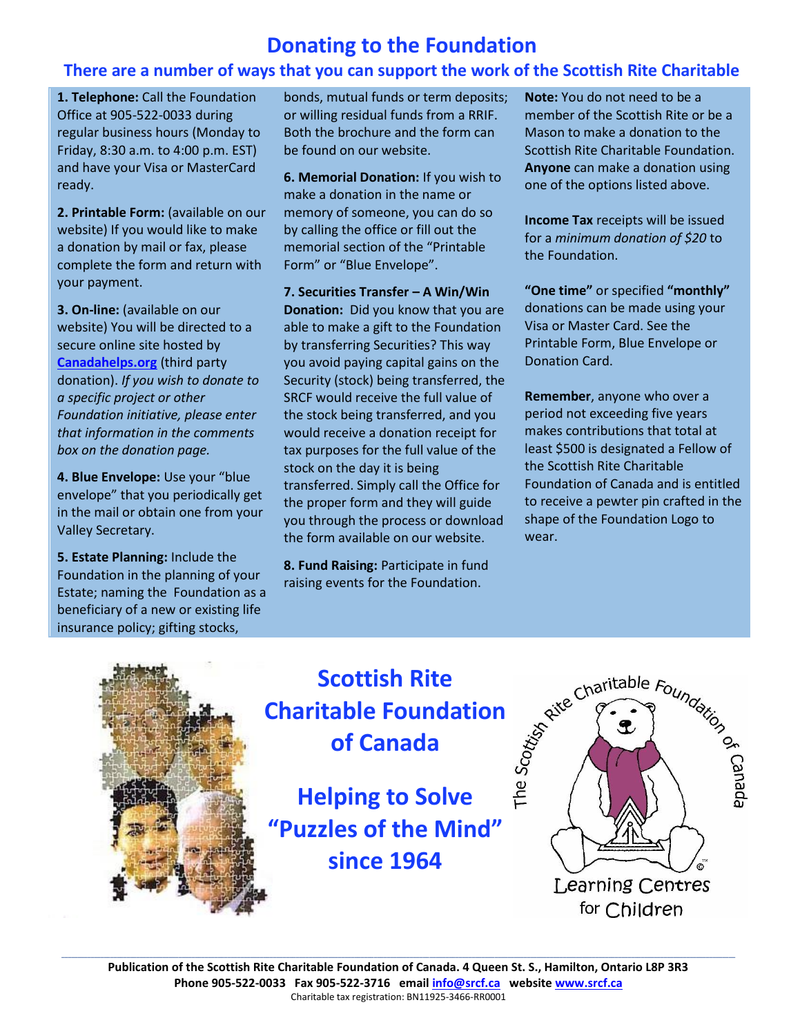# Donating to the Foundation

## There are a number of ways that you can support the work of the Scottish Rite Charitable

**1. Telephone:** Call the Foundation Office at 905-522-0033 during regular business hours (Monday to Friday, 8:30 a.m. to 4:00 p.m. EST) and have your Visa or MasterCard ready.

**2. Printable Form:** (available on our website) If you would like to make a donation by mail or fax, please complete the form and return with your payment.

**3. On-line:** (available on our website) You will be directed to a secure online site hosted by Canadahelps.org (third party donation). *If you wish to donate to a specific project or other Foundation initiative, please enter that information in the comments box on the donation page.*

**4. Blue Envelope:** Use your "blue envelope" that you periodically get in the mail or obtain one from your Valley Secretary.

**5. Estate Planning:** Include the Foundation in the planning of your Estate; naming the Foundation as a beneficiary of a new or existing life insurance policy; gifting stocks, bonds, mutual funds or term deposits; or willing residual funds from a RRIF. Both the brochure and the form can be found on our website.

**6. Memorial Donation:** If you wish to make a donation in the name or memory of someone, you can do so by calling the office or fill out the memorial section of the "Printable Form" or "Blue Envelope".

**7. Securities Transfer – A Win/Win Donation:** Did you know that you are able to make a gift to the Foundation by transferring Securities? This way you avoid paying capital gains on the Security (stock) being transferred, the SRCF would receive the full value of the stock being transferred, and you would receive a donation receipt for tax purposes for the full value of the stock on the day it is being transferred. Simply call the Office for the proper form and they will guide you through the process or download the form available on our website.

**8. Fund Raising:** Participate in fund raising events for the Foundation.

**Note:** You do not need to be a member of the Scottish Rite or be a Mason to make a donation to the Scottish Rite Charitable Foundation. **Anyone** can make a donation using one of the options listed above.

**Income Tax** receipts will be issued for a *minimum donation of $20* to the Foundation.

**"One time"** or specified **"monthly"** donations can be made using your Visa or Master Card. See the Printable Form, Blue Envelope or Donation Card.

**Remember**, anyone who over a period not exceeding five years makes contributions that total at least $500 is designated a Fellow of the Scottish Rite Charitable Foundation of Canada and is entitled to receive a pewter pin crafted in the shape of the Foundation Logo to wear.

## Scottish Rite Charitable Foundation of Canada

## Helping to Solve "Puzzles of the Mind" since 1964

The Scottish Rite Charitable Foundation of Canada

Learning Centres for Children

**Publication of the Scottish Rite Charitable Foundation of Canada. 4 Queen St. S., Hamilton, Ontario L8P 3R3**
**Phone 905-522-0033 Fax 905-522-3716 email info@srcf.ca website www.srcf.ca**
Charitable tax registration: BN11925-3466-RR0001